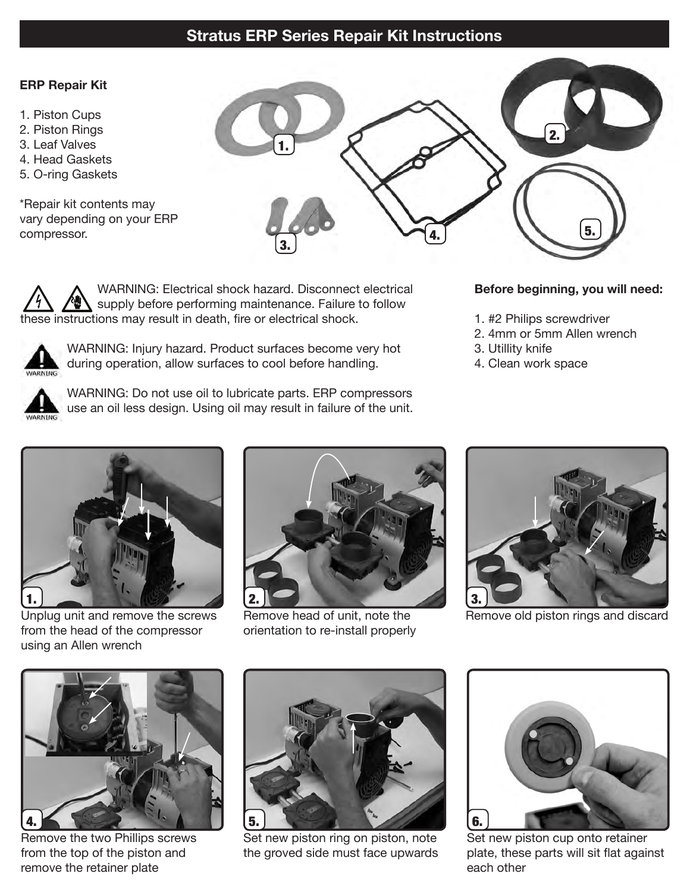# Stratus ERP Series Repair Kit Instructions

**ERP Repair Kit**

1. Piston Cups
2. Piston Rings
3. Leaf Valves
4. Head Gaskets
5. O-ring Gaskets

*Repair kit contents may vary depending on your ERP compressor.

WARNING: Electrical shock hazard. Disconnect electrical supply before performing maintenance. Failure to follow these instructions may result in death, fire or electrical shock.

WARNING: Injury hazard. Product surfaces become very hot during operation, allow surfaces to cool before handling.

WARNING: Do not use oil to lubricate parts. ERP compressors use an oil less design. Using oil may result in failure of the unit.

**Before beginning, you will need:**

1. #2 Philips screwdriver
2. 4mm or 5mm Allen wrench
3. Utillity knife
4. Clean work space

1. Unplug unit and remove the screws from the head of the compressor using an Allen wrench

2. Remove head of unit, note the orientation to re-install properly

3. Remove old piston rings and discard

4. Remove the two Phillips screws from the top of the piston and remove the retainer plate

5. Set new piston ring on piston, note the groved side must face upwards

6. Set new piston cup onto retainer plate, these parts will sit flat against each other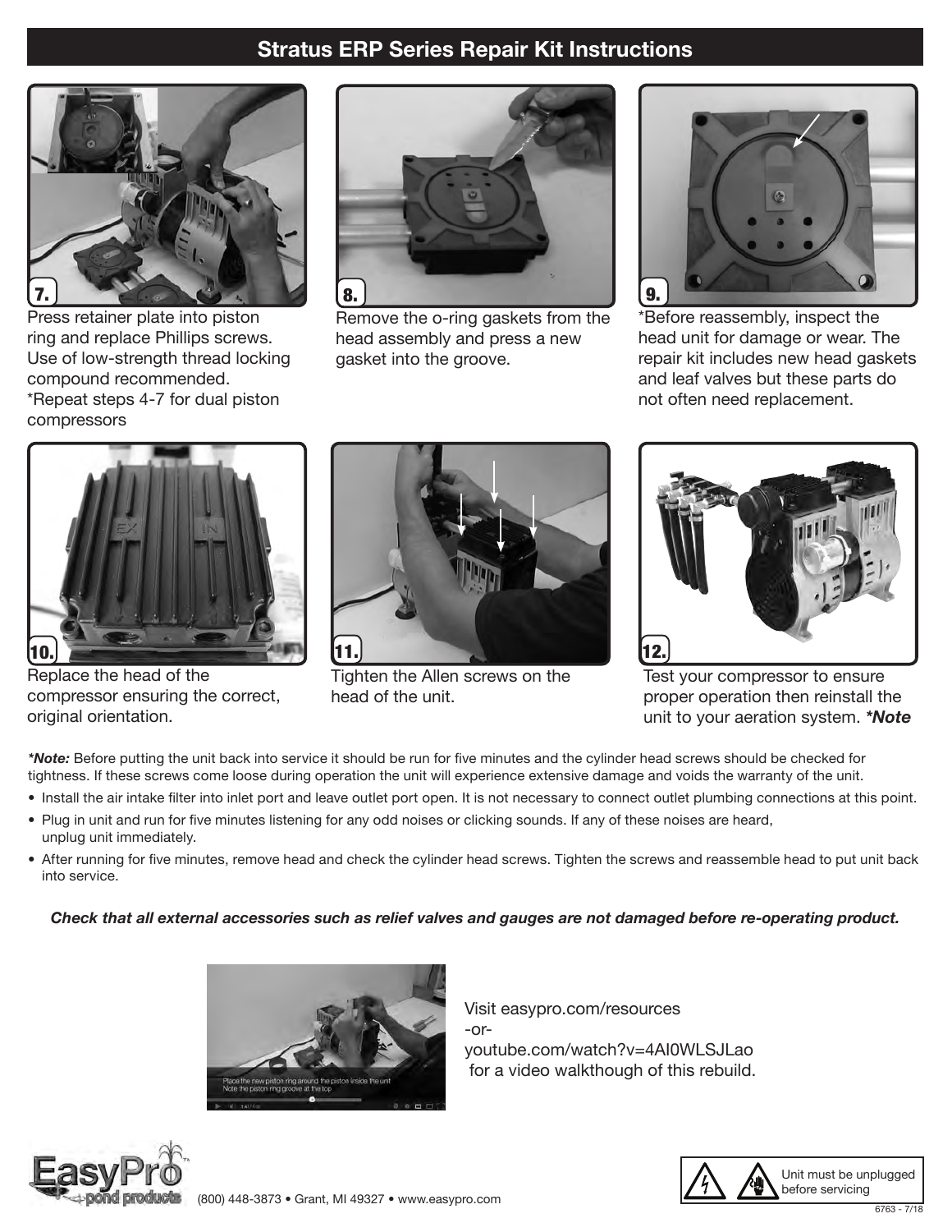## Stratus ERP Series Repair Kit Instructions

**7.** Press retainer plate into piston ring and replace Phillips screws. Use of low-strength thread locking compound recommended.
*Repeat steps 4-7 for dual piston compressors

**8.** Remove the o-ring gaskets from the head assembly and press a new gasket into the groove.

**9.** *Before reassembly, inspect the head unit for damage or wear. The repair kit includes new head gaskets and leaf valves but these parts do not often need replacement.

**10.** Replace the head of the compressor ensuring the correct, original orientation.

**11.** Tighten the Allen screws on the head of the unit.

**12.** Test your compressor to ensure proper operation then reinstall the unit to your aeration system. ***Note***

***Note:** Before putting the unit back into service it should be run for five minutes and the cylinder head screws should be checked for tightness. If these screws come loose during operation the unit will experience extensive damage and voids the warranty of the unit.

- Install the air intake filter into inlet port and leave outlet port open. It is not necessary to connect outlet plumbing connections at this point.
- Plug in unit and run for five minutes listening for any odd noises or clicking sounds. If any of these noises are heard, unplug unit immediately.
- After running for five minutes, remove head and check the cylinder head screws. Tighten the screws and reassemble head to put unit back into service.

***Check that all external accessories such as relief valves and gauges are not damaged before re-operating product.***

Visit easypro.com/resources
-or-
youtube.com/watch?v=4AI0WLSJLao
for a video walkthough of this rebuild.

(800) 448-3873 • Grant, MI 49327 • www.easypro.com

Unit must be unplugged before servicing

6763 - 7/18